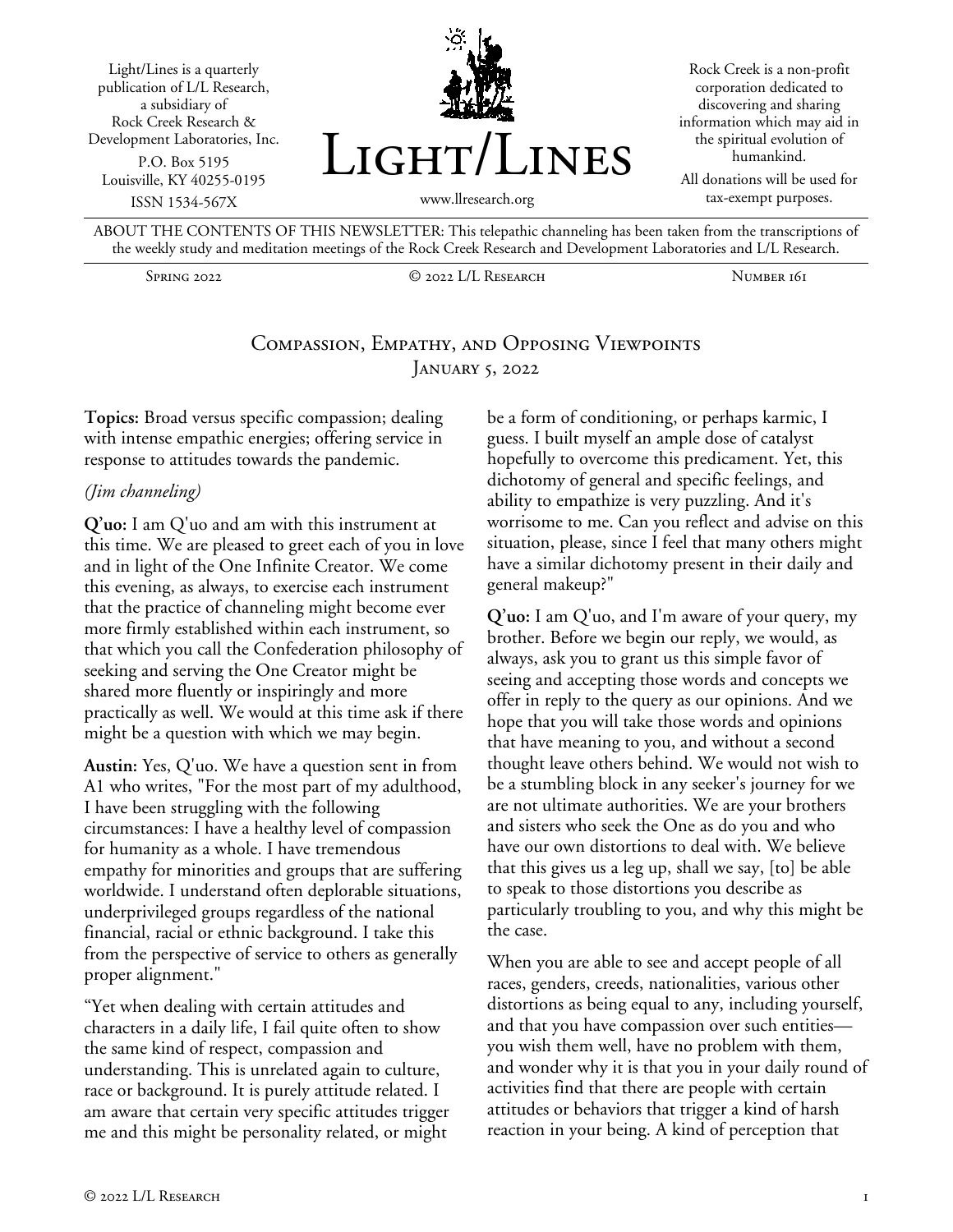Light/Lines is a quarterly publication of L/L Research, a subsidiary of Rock Creek Research & Development Laboratories, Inc.

P.O. Box 5195
Louisville, KY 40255-0195

ISSN 1534-567X

# Light/Lines

www.llresearch.org

Rock Creek is a non-profit corporation dedicated to discovering and sharing information which may aid in the spiritual evolution of humankind.

All donations will be used for tax-exempt purposes.

ABOUT THE CONTENTS OF THIS NEWSLETTER: This telepathic channeling has been taken from the transcriptions of the weekly study and meditation meetings of the Rock Creek Research and Development Laboratories and L/L Research.

Spring 2022 | © 2022 L/L Research | Number 161

## Compassion, Empathy, and Opposing Viewpoints
### January 5, 2022

**Topics:** Broad versus specific compassion; dealing with intense empathic energies; offering service in response to attitudes towards the pandemic.

*(Jim channeling)*

**Q'uo:** I am Q'uo and am with this instrument at this time. We are pleased to greet each of you in love and in light of the One Infinite Creator. We come this evening, as always, to exercise each instrument that the practice of channeling might become ever more firmly established within each instrument, so that which you call the Confederation philosophy of seeking and serving the One Creator might be shared more fluently or inspiringly and more practically as well. We would at this time ask if there might be a question with which we may begin.

**Austin:** Yes, Q'uo. We have a question sent in from A1 who writes, "For the most part of my adulthood, I have been struggling with the following circumstances: I have a healthy level of compassion for humanity as a whole. I have tremendous empathy for minorities and groups that are suffering worldwide. I understand often deplorable situations, underprivileged groups regardless of the national financial, racial or ethnic background. I take this from the perspective of service to others as generally proper alignment."

"Yet when dealing with certain attitudes and characters in a daily life, I fail quite often to show the same kind of respect, compassion and understanding. This is unrelated again to culture, race or background. It is purely attitude related. I am aware that certain very specific attitudes trigger me and this might be personality related, or might be a form of conditioning, or perhaps karmic, I guess. I built myself an ample dose of catalyst hopefully to overcome this predicament. Yet, this dichotomy of general and specific feelings, and ability to empathize is very puzzling. And it's worrisome to me. Can you reflect and advise on this situation, please, since I feel that many others might have a similar dichotomy present in their daily and general makeup?"

**Q'uo:** I am Q'uo, and I'm aware of your query, my brother. Before we begin our reply, we would, as always, ask you to grant us this simple favor of seeing and accepting those words and concepts we offer in reply to the query as our opinions. And we hope that you will take those words and opinions that have meaning to you, and without a second thought leave others behind. We would not wish to be a stumbling block in any seeker's journey for we are not ultimate authorities. We are your brothers and sisters who seek the One as do you and who have our own distortions to deal with. We believe that this gives us a leg up, shall we say, [to] be able to speak to those distortions you describe as particularly troubling to you, and why this might be the case.

When you are able to see and accept people of all races, genders, creeds, nationalities, various other distortions as being equal to any, including yourself, and that you have compassion over such entities—you wish them well, have no problem with them, and wonder why it is that you in your daily round of activities find that there are people with certain attitudes or behaviors that trigger a kind of harsh reaction in your being. A kind of perception that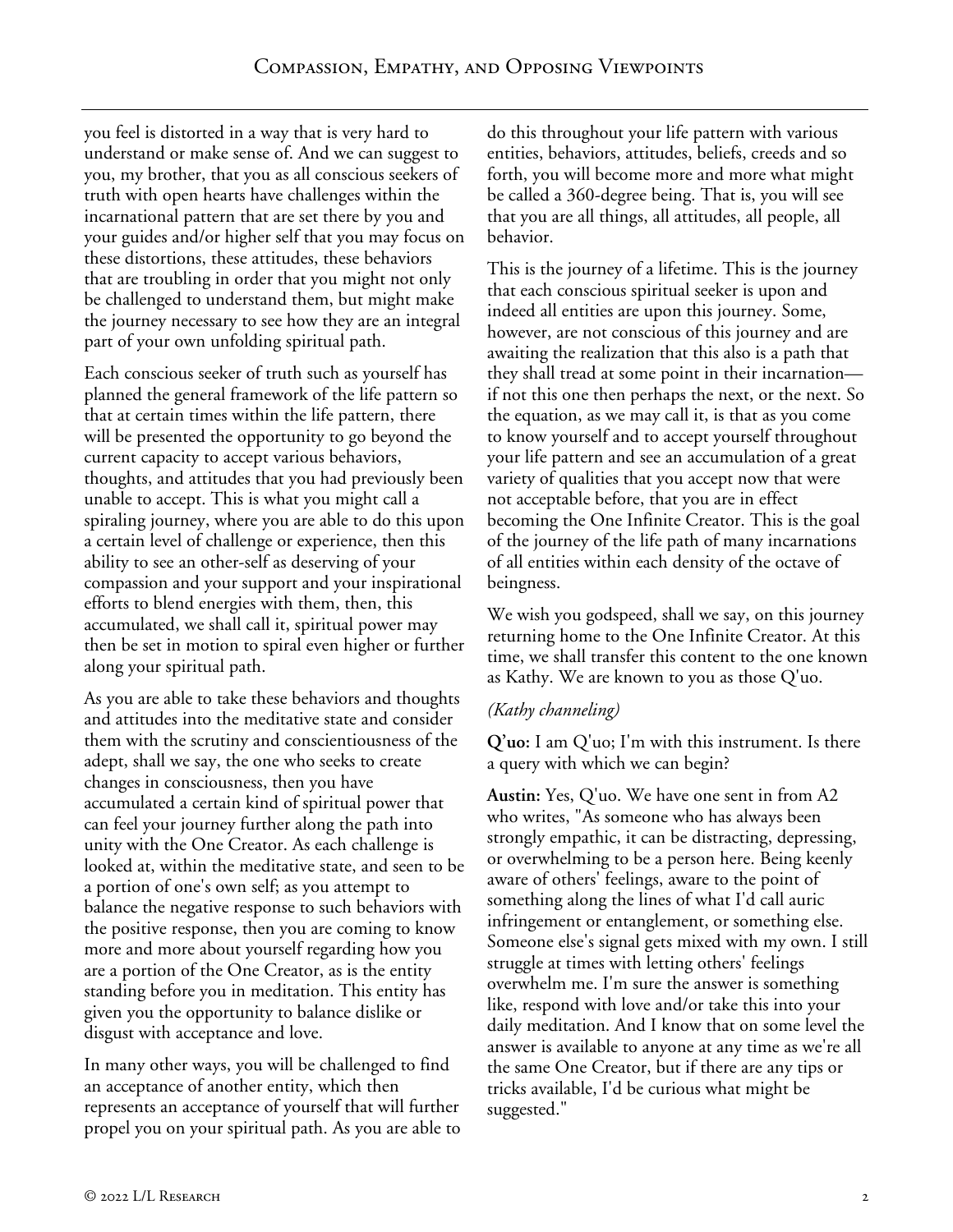you feel is distorted in a way that is very hard to understand or make sense of. And we can suggest to you, my brother, that you as all conscious seekers of truth with open hearts have challenges within the incarnational pattern that are set there by you and your guides and/or higher self that you may focus on these distortions, these attitudes, these behaviors that are troubling in order that you might not only be challenged to understand them, but might make the journey necessary to see how they are an integral part of your own unfolding spiritual path.

Each conscious seeker of truth such as yourself has planned the general framework of the life pattern so that at certain times within the life pattern, there will be presented the opportunity to go beyond the current capacity to accept various behaviors, thoughts, and attitudes that you had previously been unable to accept. This is what you might call a spiraling journey, where you are able to do this upon a certain level of challenge or experience, then this ability to see an other-self as deserving of your compassion and your support and your inspirational efforts to blend energies with them, then, this accumulated, we shall call it, spiritual power may then be set in motion to spiral even higher or further along your spiritual path.

As you are able to take these behaviors and thoughts and attitudes into the meditative state and consider them with the scrutiny and conscientiousness of the adept, shall we say, the one who seeks to create changes in consciousness, then you have accumulated a certain kind of spiritual power that can feel your journey further along the path into unity with the One Creator. As each challenge is looked at, within the meditative state, and seen to be a portion of one's own self; as you attempt to balance the negative response to such behaviors with the positive response, then you are coming to know more and more about yourself regarding how you are a portion of the One Creator, as is the entity standing before you in meditation. This entity has given you the opportunity to balance dislike or disgust with acceptance and love.

In many other ways, you will be challenged to find an acceptance of another entity, which then represents an acceptance of yourself that will further propel you on your spiritual path. As you are able to do this throughout your life pattern with various entities, behaviors, attitudes, beliefs, creeds and so forth, you will become more and more what might be called a 360-degree being. That is, you will see that you are all things, all attitudes, all people, all behavior.

This is the journey of a lifetime. This is the journey that each conscious spiritual seeker is upon and indeed all entities are upon this journey. Some, however, are not conscious of this journey and are awaiting the realization that this also is a path that they shall tread at some point in their incarnation—if not this one then perhaps the next, or the next. So the equation, as we may call it, is that as you come to know yourself and to accept yourself throughout your life pattern and see an accumulation of a great variety of qualities that you accept now that were not acceptable before, that you are in effect becoming the One Infinite Creator. This is the goal of the journey of the life path of many incarnations of all entities within each density of the octave of beingness.

We wish you godspeed, shall we say, on this journey returning home to the One Infinite Creator. At this time, we shall transfer this content to the one known as Kathy. We are known to you as those Q'uo.

*(Kathy channeling)*

**Q'uo:** I am Q'uo; I'm with this instrument. Is there a query with which we can begin?

**Austin:** Yes, Q'uo. We have one sent in from A2 who writes, "As someone who has always been strongly empathic, it can be distracting, depressing, or overwhelming to be a person here. Being keenly aware of others' feelings, aware to the point of something along the lines of what I'd call auric infringement or entanglement, or something else. Someone else's signal gets mixed with my own. I still struggle at times with letting others' feelings overwhelm me. I'm sure the answer is something like, respond with love and/or take this into your daily meditation. And I know that on some level the answer is available to anyone at any time as we're all the same One Creator, but if there are any tips or tricks available, I'd be curious what might be suggested."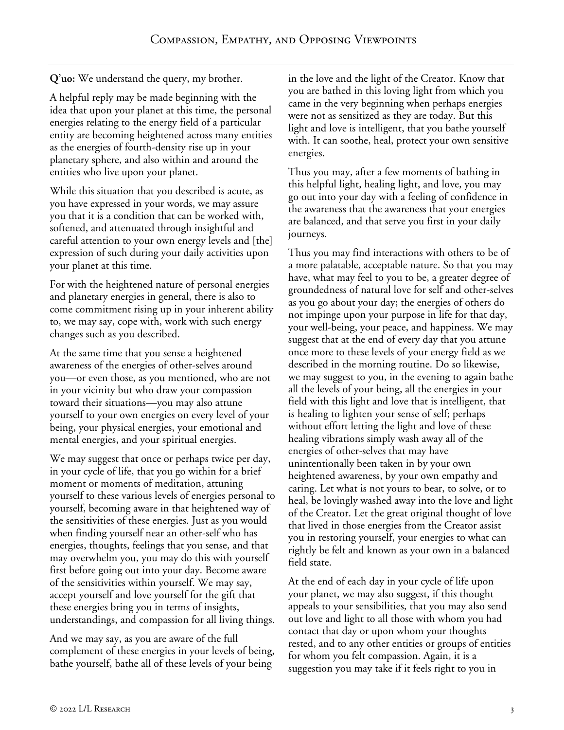**Q'uo:** We understand the query, my brother.

A helpful reply may be made beginning with the idea that upon your planet at this time, the personal energies relating to the energy field of a particular entity are becoming heightened across many entities as the energies of fourth-density rise up in your planetary sphere, and also within and around the entities who live upon your planet.

While this situation that you described is acute, as you have expressed in your words, we may assure you that it is a condition that can be worked with, softened, and attenuated through insightful and careful attention to your own energy levels and [the] expression of such during your daily activities upon your planet at this time.

For with the heightened nature of personal energies and planetary energies in general, there is also to come commitment rising up in your inherent ability to, we may say, cope with, work with such energy changes such as you described.

At the same time that you sense a heightened awareness of the energies of other-selves around you—or even those, as you mentioned, who are not in your vicinity but who draw your compassion toward their situations—you may also attune yourself to your own energies on every level of your being, your physical energies, your emotional and mental energies, and your spiritual energies.

We may suggest that once or perhaps twice per day, in your cycle of life, that you go within for a brief moment or moments of meditation, attuning yourself to these various levels of energies personal to yourself, becoming aware in that heightened way of the sensitivities of these energies. Just as you would when finding yourself near an other-self who has energies, thoughts, feelings that you sense, and that may overwhelm you, you may do this with yourself first before going out into your day. Become aware of the sensitivities within yourself. We may say, accept yourself and love yourself for the gift that these energies bring you in terms of insights, understandings, and compassion for all living things.

And we may say, as you are aware of the full complement of these energies in your levels of being, bathe yourself, bathe all of these levels of your being in the love and the light of the Creator. Know that you are bathed in this loving light from which you came in the very beginning when perhaps energies were not as sensitized as they are today. But this light and love is intelligent, that you bathe yourself with. It can soothe, heal, protect your own sensitive energies.

Thus you may, after a few moments of bathing in this helpful light, healing light, and love, you may go out into your day with a feeling of confidence in the awareness that the awareness that your energies are balanced, and that serve you first in your daily journeys.

Thus you may find interactions with others to be of a more palatable, acceptable nature. So that you may have, what may feel to you to be, a greater degree of groundedness of natural love for self and other-selves as you go about your day; the energies of others do not impinge upon your purpose in life for that day, your well-being, your peace, and happiness. We may suggest that at the end of every day that you attune once more to these levels of your energy field as we described in the morning routine. Do so likewise, we may suggest to you, in the evening to again bathe all the levels of your being, all the energies in your field with this light and love that is intelligent, that is healing to lighten your sense of self; perhaps without effort letting the light and love of these healing vibrations simply wash away all of the energies of other-selves that may have unintentionally been taken in by your own heightened awareness, by your own empathy and caring. Let what is not yours to bear, to solve, or to heal, be lovingly washed away into the love and light of the Creator. Let the great original thought of love that lived in those energies from the Creator assist you in restoring yourself, your energies to what can rightly be felt and known as your own in a balanced field state.

At the end of each day in your cycle of life upon your planet, we may also suggest, if this thought appeals to your sensibilities, that you may also send out love and light to all those with whom you had contact that day or upon whom your thoughts rested, and to any other entities or groups of entities for whom you felt compassion. Again, it is a suggestion you may take if it feels right to you in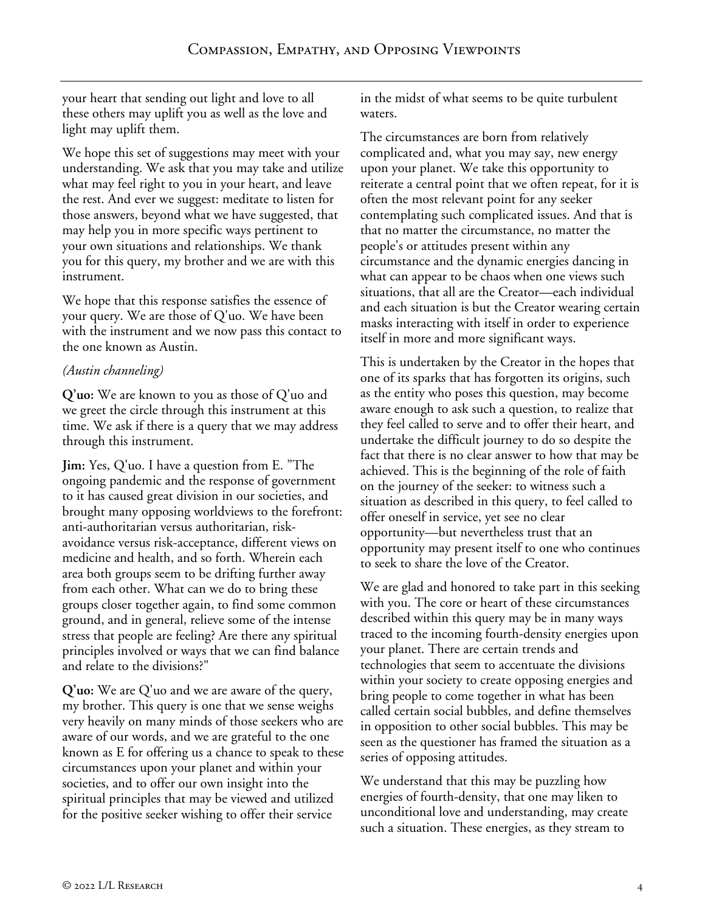your heart that sending out light and love to all these others may uplift you as well as the love and light may uplift them.

We hope this set of suggestions may meet with your understanding. We ask that you may take and utilize what may feel right to you in your heart, and leave the rest. And ever we suggest: meditate to listen for those answers, beyond what we have suggested, that may help you in more specific ways pertinent to your own situations and relationships. We thank you for this query, my brother and we are with this instrument.

We hope that this response satisfies the essence of your query. We are those of Q'uo. We have been with the instrument and we now pass this contact to the one known as Austin.

*(Austin channeling)*

**Q'uo:** We are known to you as those of Q'uo and we greet the circle through this instrument at this time. We ask if there is a query that we may address through this instrument.

**Jim:** Yes, Q'uo. I have a question from E. "The ongoing pandemic and the response of government to it has caused great division in our societies, and brought many opposing worldviews to the forefront: anti-authoritarian versus authoritarian, risk-avoidance versus risk-acceptance, different views on medicine and health, and so forth. Wherein each area both groups seem to be drifting further away from each other. What can we do to bring these groups closer together again, to find some common ground, and in general, relieve some of the intense stress that people are feeling? Are there any spiritual principles involved or ways that we can find balance and relate to the divisions?"

**Q'uo:** We are Q'uo and we are aware of the query, my brother. This query is one that we sense weighs very heavily on many minds of those seekers who are aware of our words, and we are grateful to the one known as E for offering us a chance to speak to these circumstances upon your planet and within your societies, and to offer our own insight into the spiritual principles that may be viewed and utilized for the positive seeker wishing to offer their service in the midst of what seems to be quite turbulent waters.

The circumstances are born from relatively complicated and, what you may say, new energy upon your planet. We take this opportunity to reiterate a central point that we often repeat, for it is often the most relevant point for any seeker contemplating such complicated issues. And that is that no matter the circumstance, no matter the people's or attitudes present within any circumstance and the dynamic energies dancing in what can appear to be chaos when one views such situations, that all are the Creator—each individual and each situation is but the Creator wearing certain masks interacting with itself in order to experience itself in more and more significant ways.

This is undertaken by the Creator in the hopes that one of its sparks that has forgotten its origins, such as the entity who poses this question, may become aware enough to ask such a question, to realize that they feel called to serve and to offer their heart, and undertake the difficult journey to do so despite the fact that there is no clear answer to how that may be achieved. This is the beginning of the role of faith on the journey of the seeker: to witness such a situation as described in this query, to feel called to offer oneself in service, yet see no clear opportunity—but nevertheless trust that an opportunity may present itself to one who continues to seek to share the love of the Creator.

We are glad and honored to take part in this seeking with you. The core or heart of these circumstances described within this query may be in many ways traced to the incoming fourth-density energies upon your planet. There are certain trends and technologies that seem to accentuate the divisions within your society to create opposing energies and bring people to come together in what has been called certain social bubbles, and define themselves in opposition to other social bubbles. This may be seen as the questioner has framed the situation as a series of opposing attitudes.

We understand that this may be puzzling how energies of fourth-density, that one may liken to unconditional love and understanding, may create such a situation. These energies, as they stream to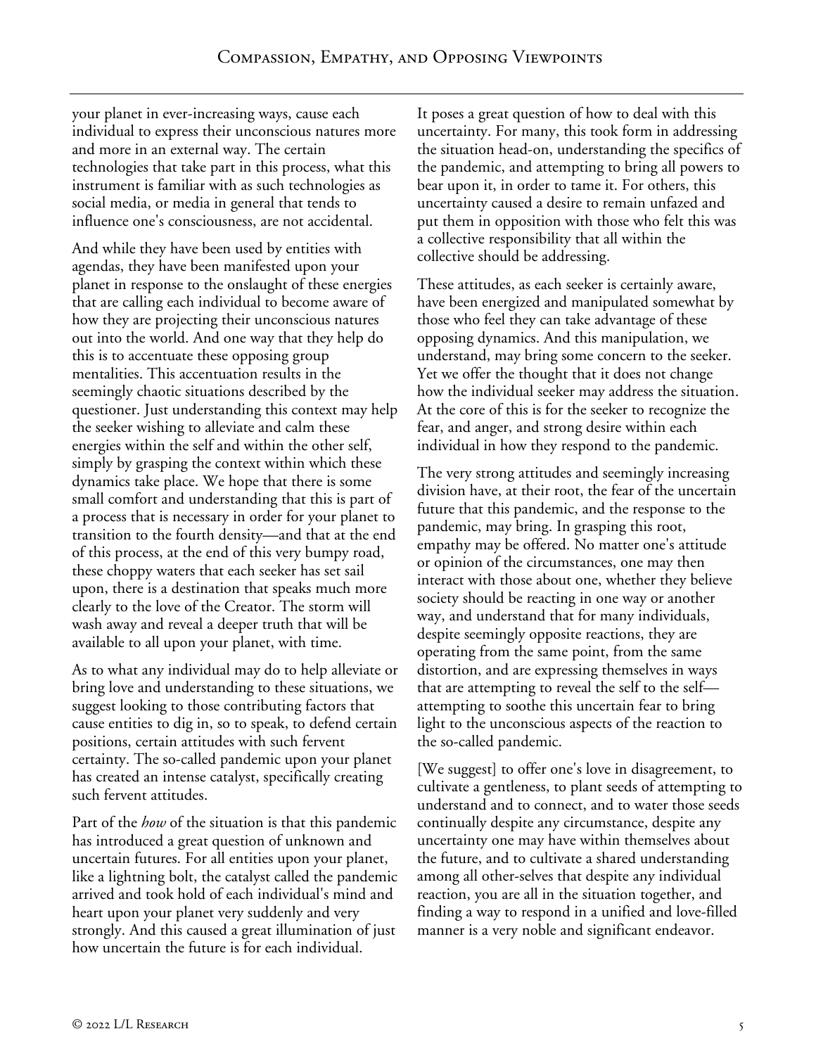your planet in ever-increasing ways, cause each individual to express their unconscious natures more and more in an external way. The certain technologies that take part in this process, what this instrument is familiar with as such technologies as social media, or media in general that tends to influence one's consciousness, are not accidental.

And while they have been used by entities with agendas, they have been manifested upon your planet in response to the onslaught of these energies that are calling each individual to become aware of how they are projecting their unconscious natures out into the world. And one way that they help do this is to accentuate these opposing group mentalities. This accentuation results in the seemingly chaotic situations described by the questioner. Just understanding this context may help the seeker wishing to alleviate and calm these energies within the self and within the other self, simply by grasping the context within which these dynamics take place. We hope that there is some small comfort and understanding that this is part of a process that is necessary in order for your planet to transition to the fourth density—and that at the end of this process, at the end of this very bumpy road, these choppy waters that each seeker has set sail upon, there is a destination that speaks much more clearly to the love of the Creator. The storm will wash away and reveal a deeper truth that will be available to all upon your planet, with time.

As to what any individual may do to help alleviate or bring love and understanding to these situations, we suggest looking to those contributing factors that cause entities to dig in, so to speak, to defend certain positions, certain attitudes with such fervent certainty. The so-called pandemic upon your planet has created an intense catalyst, specifically creating such fervent attitudes.

Part of the *how* of the situation is that this pandemic has introduced a great question of unknown and uncertain futures. For all entities upon your planet, like a lightning bolt, the catalyst called the pandemic arrived and took hold of each individual's mind and heart upon your planet very suddenly and very strongly. And this caused a great illumination of just how uncertain the future is for each individual.

It poses a great question of how to deal with this uncertainty. For many, this took form in addressing the situation head-on, understanding the specifics of the pandemic, and attempting to bring all powers to bear upon it, in order to tame it. For others, this uncertainty caused a desire to remain unfazed and put them in opposition with those who felt this was a collective responsibility that all within the collective should be addressing.

These attitudes, as each seeker is certainly aware, have been energized and manipulated somewhat by those who feel they can take advantage of these opposing dynamics. And this manipulation, we understand, may bring some concern to the seeker. Yet we offer the thought that it does not change how the individual seeker may address the situation. At the core of this is for the seeker to recognize the fear, and anger, and strong desire within each individual in how they respond to the pandemic.

The very strong attitudes and seemingly increasing division have, at their root, the fear of the uncertain future that this pandemic, and the response to the pandemic, may bring. In grasping this root, empathy may be offered. No matter one's attitude or opinion of the circumstances, one may then interact with those about one, whether they believe society should be reacting in one way or another way, and understand that for many individuals, despite seemingly opposite reactions, they are operating from the same point, from the same distortion, and are expressing themselves in ways that are attempting to reveal the self to the self—attempting to soothe this uncertain fear to bring light to the unconscious aspects of the reaction to the so-called pandemic.

[We suggest] to offer one's love in disagreement, to cultivate a gentleness, to plant seeds of attempting to understand and to connect, and to water those seeds continually despite any circumstance, despite any uncertainty one may have within themselves about the future, and to cultivate a shared understanding among all other-selves that despite any individual reaction, you are all in the situation together, and finding a way to respond in a unified and love-filled manner is a very noble and significant endeavor.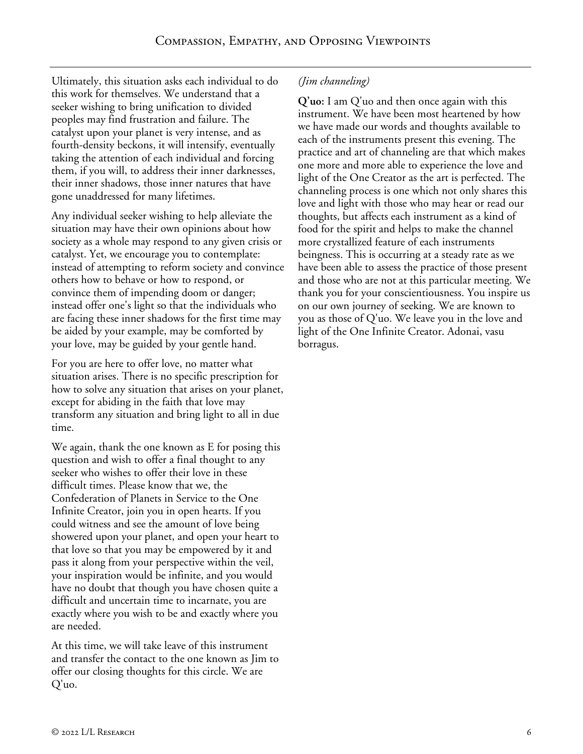Ultimately, this situation asks each individual to do this work for themselves. We understand that a seeker wishing to bring unification to divided peoples may find frustration and failure. The catalyst upon your planet is very intense, and as fourth-density beckons, it will intensify, eventually taking the attention of each individual and forcing them, if you will, to address their inner darknesses, their inner shadows, those inner natures that have gone unaddressed for many lifetimes.

Any individual seeker wishing to help alleviate the situation may have their own opinions about how society as a whole may respond to any given crisis or catalyst. Yet, we encourage you to contemplate: instead of attempting to reform society and convince others how to behave or how to respond, or convince them of impending doom or danger; instead offer one's light so that the individuals who are facing these inner shadows for the first time may be aided by your example, may be comforted by your love, may be guided by your gentle hand.

For you are here to offer love, no matter what situation arises. There is no specific prescription for how to solve any situation that arises on your planet, except for abiding in the faith that love may transform any situation and bring light to all in due time.

We again, thank the one known as E for posing this question and wish to offer a final thought to any seeker who wishes to offer their love in these difficult times. Please know that we, the Confederation of Planets in Service to the One Infinite Creator, join you in open hearts. If you could witness and see the amount of love being showered upon your planet, and open your heart to that love so that you may be empowered by it and pass it along from your perspective within the veil, your inspiration would be infinite, and you would have no doubt that though you have chosen quite a difficult and uncertain time to incarnate, you are exactly where you wish to be and exactly where you are needed.

At this time, we will take leave of this instrument and transfer the contact to the one known as Jim to offer our closing thoughts for this circle. We are Q'uo.

*(Jim channeling)*

**Q'uo:** I am Q'uo and then once again with this instrument. We have been most heartened by how we have made our words and thoughts available to each of the instruments present this evening. The practice and art of channeling are that which makes one more and more able to experience the love and light of the One Creator as the art is perfected. The channeling process is one which not only shares this love and light with those who may hear or read our thoughts, but affects each instrument as a kind of food for the spirit and helps to make the channel more crystallized feature of each instruments beingness. This is occurring at a steady rate as we have been able to assess the practice of those present and those who are not at this particular meeting. We thank you for your conscientiousness. You inspire us on our own journey of seeking. We are known to you as those of Q'uo. We leave you in the love and light of the One Infinite Creator. Adonai, vasu borragus.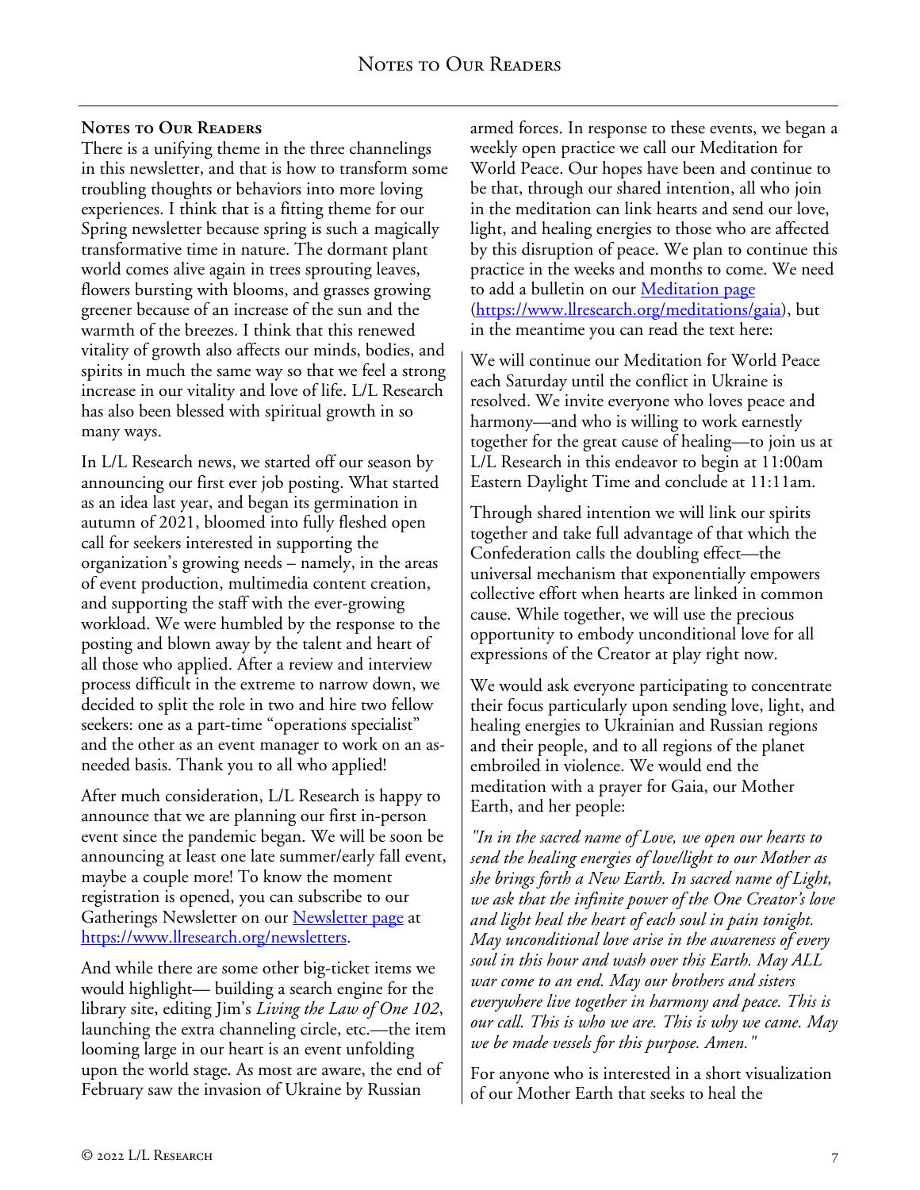## Notes to Our Readers

There is a unifying theme in the three channelings in this newsletter, and that is how to transform some troubling thoughts or behaviors into more loving experiences. I think that is a fitting theme for our Spring newsletter because spring is such a magically transformative time in nature. The dormant plant world comes alive again in trees sprouting leaves, flowers bursting with blooms, and grasses growing greener because of an increase of the sun and the warmth of the breezes. I think that this renewed vitality of growth also affects our minds, bodies, and spirits in much the same way so that we feel a strong increase in our vitality and love of life. L/L Research has also been blessed with spiritual growth in so many ways.

In L/L Research news, we started off our season by announcing our first ever job posting. What started as an idea last year, and began its germination in autumn of 2021, bloomed into fully fleshed open call for seekers interested in supporting the organization's growing needs – namely, in the areas of event production, multimedia content creation, and supporting the staff with the ever-growing workload. We were humbled by the response to the posting and blown away by the talent and heart of all those who applied. After a review and interview process difficult in the extreme to narrow down, we decided to split the role in two and hire two fellow seekers: one as a part-time "operations specialist" and the other as an event manager to work on an as-needed basis. Thank you to all who applied!

After much consideration, L/L Research is happy to announce that we are planning our first in-person event since the pandemic began. We will be soon be announcing at least one late summer/early fall event, maybe a couple more! To know the moment registration is opened, you can subscribe to our Gatherings Newsletter on our [Newsletter page](https://www.llresearch.org/newsletters) at https://www.llresearch.org/newsletters.

And while there are some other big-ticket items we would highlight— building a search engine for the library site, editing Jim's *Living the Law of One 102*, launching the extra channeling circle, etc.—the item looming large in our heart is an event unfolding upon the world stage. As most are aware, the end of February saw the invasion of Ukraine by Russian armed forces. In response to these events, we began a weekly open practice we call our Meditation for World Peace. Our hopes have been and continue to be that, through our shared intention, all who join in the meditation can link hearts and send our love, light, and healing energies to those who are affected by this disruption of peace. We plan to continue this practice in the weeks and months to come. We need to add a bulletin on our [Meditation page](https://www.llresearch.org/meditations/gaia) (https://www.llresearch.org/meditations/gaia), but in the meantime you can read the text here:

> We will continue our Meditation for World Peace each Saturday until the conflict in Ukraine is resolved. We invite everyone who loves peace and harmony—and who is willing to work earnestly together for the great cause of healing—to join us at L/L Research in this endeavor to begin at 11:00am Eastern Daylight Time and conclude at 11:11am.
>
> Through shared intention we will link our spirits together and take full advantage of that which the Confederation calls the doubling effect—the universal mechanism that exponentially empowers collective effort when hearts are linked in common cause. While together, we will use the precious opportunity to embody unconditional love for all expressions of the Creator at play right now.
>
> We would ask everyone participating to concentrate their focus particularly upon sending love, light, and healing energies to Ukrainian and Russian regions and their people, and to all regions of the planet embroiled in violence. We would end the meditation with a prayer for Gaia, our Mother Earth, and her people:
>
> *"In in the sacred name of Love, we open our hearts to send the healing energies of love/light to our Mother as she brings forth a New Earth. In sacred name of Light, we ask that the infinite power of the One Creator's love and light heal the heart of each soul in pain tonight. May unconditional love arise in the awareness of every soul in this hour and wash over this Earth. May ALL war come to an end. May our brothers and sisters everywhere live together in harmony and peace. This is our call. This is who we are. This is why we came. May we be made vessels for this purpose. Amen."*
>
> For anyone who is interested in a short visualization of our Mother Earth that seeks to heal the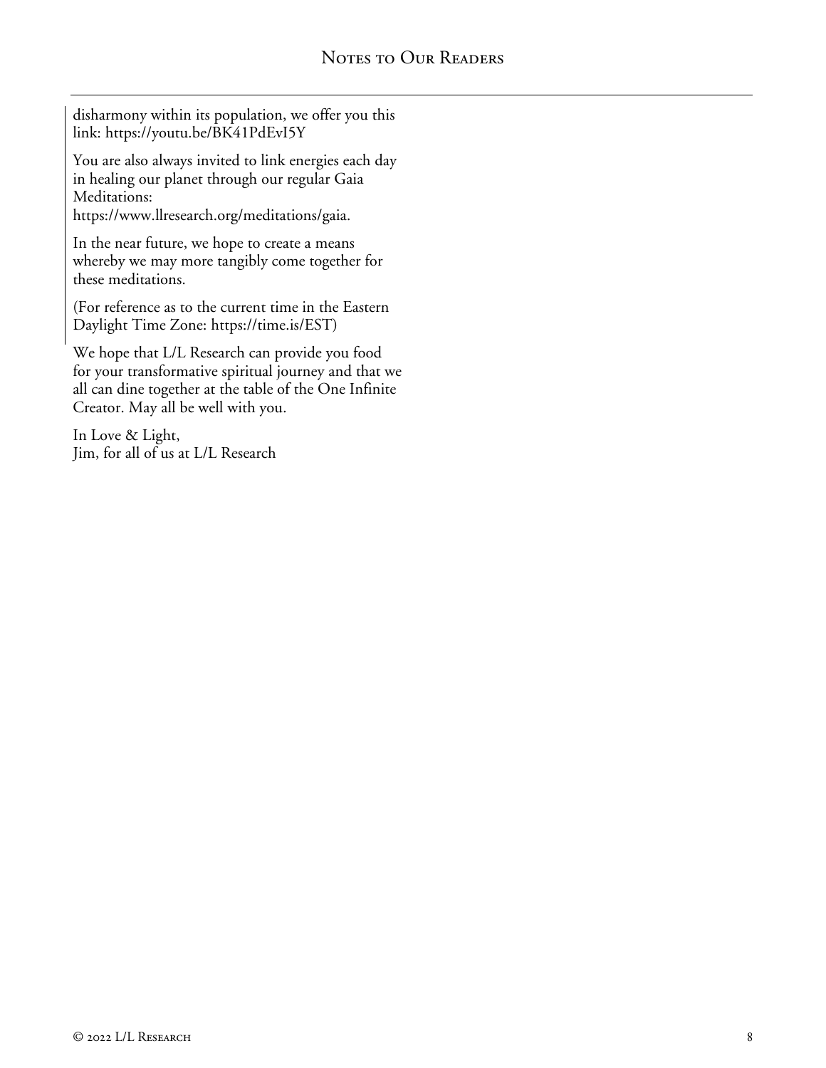disharmony within its population, we offer you this link: https://youtu.be/BK41PdEvI5Y

You are also always invited to link energies each day in healing our planet through our regular Gaia Meditations:
https://www.llresearch.org/meditations/gaia.

In the near future, we hope to create a means whereby we may more tangibly come together for these meditations.

(For reference as to the current time in the Eastern Daylight Time Zone: https://time.is/EST)

We hope that L/L Research can provide you food for your transformative spiritual journey and that we all can dine together at the table of the One Infinite Creator. May all be well with you.

In Love & Light,
Jim, for all of us at L/L Research